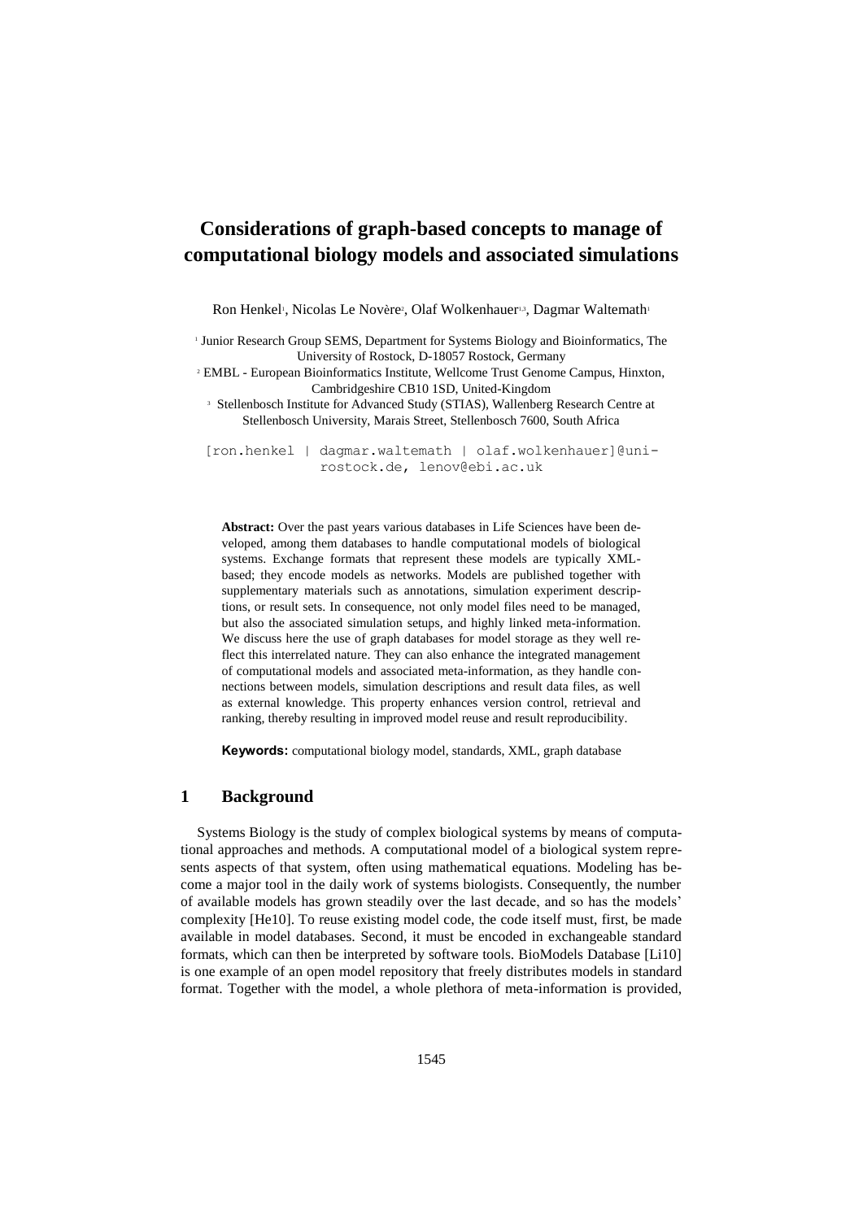# Considerations of graph-based concepts to manage of computational biology models and associated simulations

Ron Henkel[1], Nicolas Le Novère[2], Olaf Wolkenhauer[1,3], Dagmar Waltemath[1]

[1] Junior Research Group SEMS, Department for Systems Biology and Bioinformatics, The University of Rostock, D-18057 Rostock, Germany

[2] EMBL - European Bioinformatics Institute, Wellcome Trust Genome Campus, Hinxton, Cambridgeshire CB10 1SD, United-Kingdom

[3] Stellenbosch Institute for Advanced Study (STIAS), Wallenberg Research Centre at Stellenbosch University, Marais Street, Stellenbosch 7600, South Africa

[ron.henkel | dagmar.waltemath | olaf.wolkenhauer]@uni-rostock.de, lenov@ebi.ac.uk

**Abstract:** Over the past years various databases in Life Sciences have been developed, among them databases to handle computational models of biological systems. Exchange formats that represent these models are typically XML-based; they encode models as networks. Models are published together with supplementary materials such as annotations, simulation experiment descriptions, or result sets. In consequence, not only model files need to be managed, but also the associated simulation setups, and highly linked meta-information. We discuss here the use of graph databases for model storage as they well reflect this interrelated nature. They can also enhance the integrated management of computational models and associated meta-information, as they handle connections between models, simulation descriptions and result data files, as well as external knowledge. This property enhances version control, retrieval and ranking, thereby resulting in improved model reuse and result reproducibility.

**Keywords:** computational biology model, standards, XML, graph database

## 1 Background

Systems Biology is the study of complex biological systems by means of computational approaches and methods. A computational model of a biological system represents aspects of that system, often using mathematical equations. Modeling has become a major tool in the daily work of systems biologists. Consequently, the number of available models has grown steadily over the last decade, and so has the models' complexity [He10]. To reuse existing model code, the code itself must, first, be made available in model databases. Second, it must be encoded in exchangeable standard formats, which can then be interpreted by software tools. BioModels Database [Li10] is one example of an open model repository that freely distributes models in standard format. Together with the model, a whole plethora of meta-information is provided,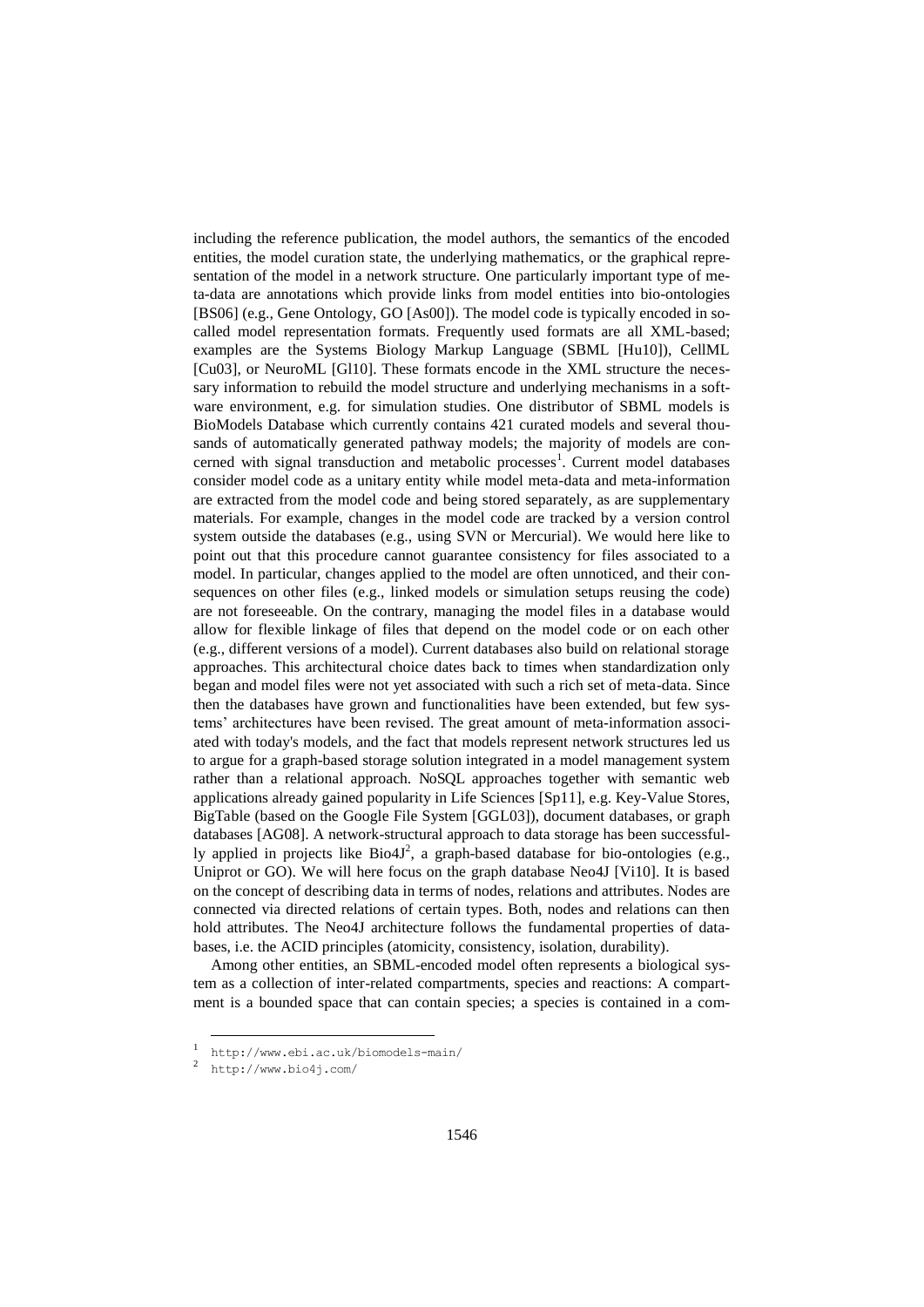including the reference publication, the model authors, the semantics of the encoded entities, the model curation state, the underlying mathematics, or the graphical representation of the model in a network structure. One particularly important type of meta-data are annotations which provide links from model entities into bio-ontologies [BS06] (e.g., Gene Ontology, GO [As00]). The model code is typically encoded in so-called model representation formats. Frequently used formats are all XML-based; examples are the Systems Biology Markup Language (SBML [Hu10]), CellML [Cu03], or NeuroML [Gl10]. These formats encode in the XML structure the necessary information to rebuild the model structure and underlying mechanisms in a software environment, e.g. for simulation studies. One distributor of SBML models is BioModels Database which currently contains 421 curated models and several thousands of automatically generated pathway models; the majority of models are concerned with signal transduction and metabolic processes[1]. Current model databases consider model code as a unitary entity while model meta-data and meta-information are extracted from the model code and being stored separately, as are supplementary materials. For example, changes in the model code are tracked by a version control system outside the databases (e.g., using SVN or Mercurial). We would here like to point out that this procedure cannot guarantee consistency for files associated to a model. In particular, changes applied to the model are often unnoticed, and their consequences on other files (e.g., linked models or simulation setups reusing the code) are not foreseeable. On the contrary, managing the model files in a database would allow for flexible linkage of files that depend on the model code or on each other (e.g., different versions of a model). Current databases also build on relational storage approaches. This architectural choice dates back to times when standardization only began and model files were not yet associated with such a rich set of meta-data. Since then the databases have grown and functionalities have been extended, but few systems' architectures have been revised. The great amount of meta-information associated with today's models, and the fact that models represent network structures led us to argue for a graph-based storage solution integrated in a model management system rather than a relational approach. NoSQL approaches together with semantic web applications already gained popularity in Life Sciences [Sp11], e.g. Key-Value Stores, BigTable (based on the Google File System [GGL03]), document databases, or graph databases [AG08]. A network-structural approach to data storage has been successfully applied in projects like Bio4J[2], a graph-based database for bio-ontologies (e.g., Uniprot or GO). We will here focus on the graph database Neo4J [Vi10]. It is based on the concept of describing data in terms of nodes, relations and attributes. Nodes are connected via directed relations of certain types. Both, nodes and relations can then hold attributes. The Neo4J architecture follows the fundamental properties of databases, i.e. the ACID principles (atomicity, consistency, isolation, durability).

Among other entities, an SBML-encoded model often represents a biological system as a collection of inter-related compartments, species and reactions: A compartment is a bounded space that can contain species; a species is contained in a com-

[1] http://www.ebi.ac.uk/biomodels-main/

[2] http://www.bio4j.com/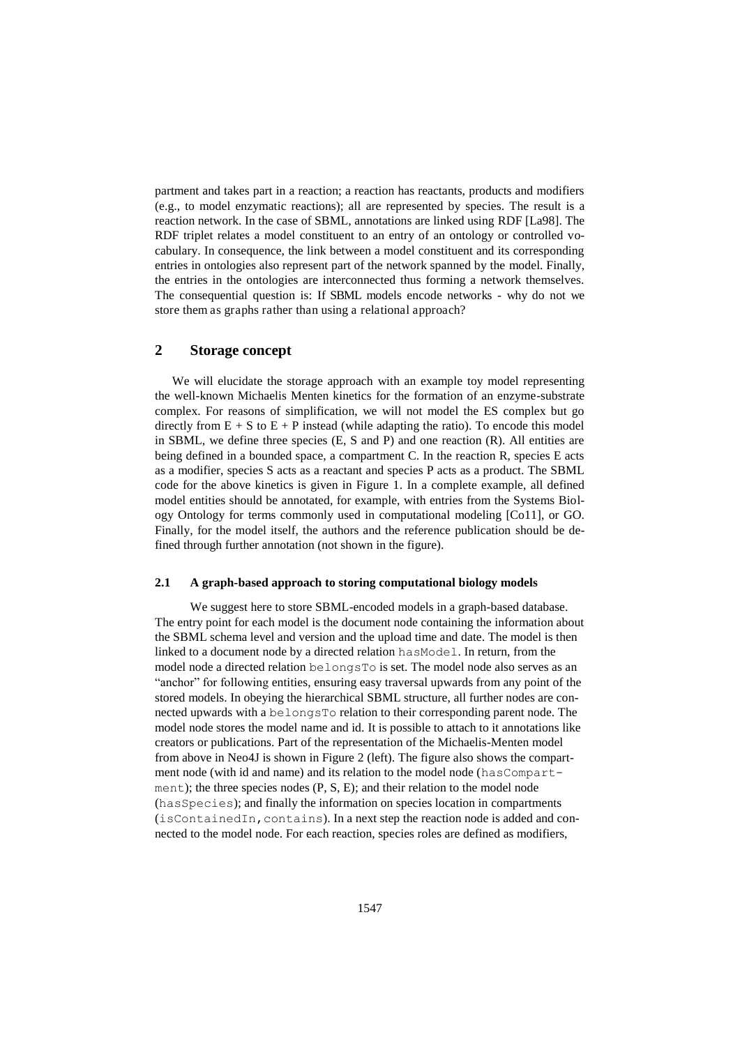partment and takes part in a reaction; a reaction has reactants, products and modifiers (e.g., to model enzymatic reactions); all are represented by species. The result is a reaction network. In the case of SBML, annotations are linked using RDF [La98]. The RDF triplet relates a model constituent to an entry of an ontology or controlled vocabulary. In consequence, the link between a model constituent and its corresponding entries in ontologies also represent part of the network spanned by the model. Finally, the entries in the ontologies are interconnected thus forming a network themselves. The consequential question is: If SBML models encode networks - why do not we store them as graphs rather than using a relational approach?

## 2 Storage concept

We will elucidate the storage approach with an example toy model representing the well-known Michaelis Menten kinetics for the formation of an enzyme-substrate complex. For reasons of simplification, we will not model the ES complex but go directly from E + S to E + P instead (while adapting the ratio). To encode this model in SBML, we define three species (E, S and P) and one reaction (R). All entities are being defined in a bounded space, a compartment C. In the reaction R, species E acts as a modifier, species S acts as a reactant and species P acts as a product. The SBML code for the above kinetics is given in Figure 1. In a complete example, all defined model entities should be annotated, for example, with entries from the Systems Biology Ontology for terms commonly used in computational modeling [Co11], or GO. Finally, for the model itself, the authors and the reference publication should be defined through further annotation (not shown in the figure).

### 2.1 A graph-based approach to storing computational biology models

We suggest here to store SBML-encoded models in a graph-based database. The entry point for each model is the document node containing the information about the SBML schema level and version and the upload time and date. The model is then linked to a document node by a directed relation `hasModel`. In return, from the model node a directed relation `belongsTo` is set. The model node also serves as an "anchor" for following entities, ensuring easy traversal upwards from any point of the stored models. In obeying the hierarchical SBML structure, all further nodes are connected upwards with a `belongsTo` relation to their corresponding parent node. The model node stores the model name and id. It is possible to attach to it annotations like creators or publications. Part of the representation of the Michaelis-Menten model from above in Neo4J is shown in Figure 2 (left). The figure also shows the compartment node (with id and name) and its relation to the model node (`hasCompartment`); the three species nodes (P, S, E); and their relation to the model node (`hasSpecies`); and finally the information on species location in compartments (`isContainedIn`, `contains`). In a next step the reaction node is added and connected to the model node. For each reaction, species roles are defined as modifiers,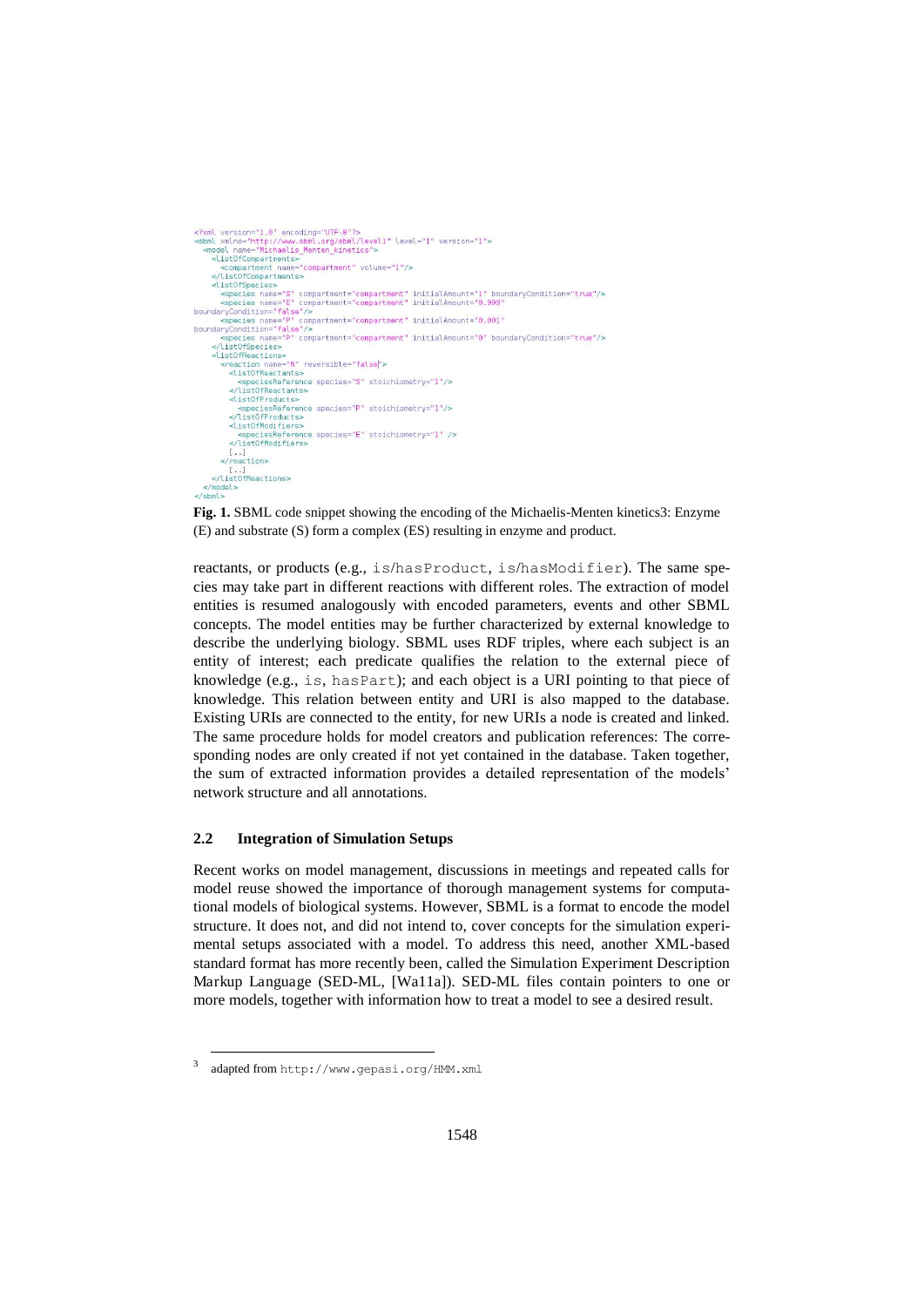```xml
<?xml version="1.0" encoding="UTF-8"?>
<sbml xmlns="http://www.sbml.org/sbml/level1" level="1" version="1">
  <model name="Michaelis_Menten_kinetics">
    <listOfCompartments>
      <compartment name="compartment" volume="1"/>
    </listOfCompartments>
    <listOfSpecies>
      <species name="S" compartment="compartment" initialAmount="1" boundaryCondition="true"/>
      <species name="E" compartment="compartment" initialAmount="0.999"
boundaryCondition="false"/>
      <species name="P" compartment="compartment" initialAmount="0.001"
boundaryCondition="false"/>
      <species name="P" compartment="compartment" initialAmount="0" boundaryCondition="true"/>
    </listOfSpecies>
    <listOfReactions>
      <reaction name="R" reversible="false">
        <listOfReactants>
          <speciesReference species="S" stoichiometry="1"/>
        </listOfReactants>
        <listOfProducts>
          <speciesReference species="P" stoichiometry="1"/>
        </listOfProducts>
        <listOfModifiers>
          <speciesReference species="E" stoichiometry="1" />
        </listOfModifiers>
        [...]
      </reaction>
        [...]
    </listOfReactions>
  </model>
</sbml>
```

**Fig. 1.** SBML code snippet showing the encoding of the Michaelis-Menten kinetics[3]: Enzyme (E) and substrate (S) form a complex (ES) resulting in enzyme and product.

reactants, or products (e.g., is/hasProduct, is/hasModifier). The same species may take part in different reactions with different roles. The extraction of model entities is resumed analogously with encoded parameters, events and other SBML concepts. The model entities may be further characterized by external knowledge to describe the underlying biology. SBML uses RDF triples, where each subject is an entity of interest; each predicate qualifies the relation to the external piece of knowledge (e.g., is, hasPart); and each object is a URI pointing to that piece of knowledge. This relation between entity and URI is also mapped to the database. Existing URIs are connected to the entity, for new URIs a node is created and linked. The same procedure holds for model creators and publication references: The corresponding nodes are only created if not yet contained in the database. Taken together, the sum of extracted information provides a detailed representation of the models' network structure and all annotations.

### 2.2 Integration of Simulation Setups

Recent works on model management, discussions in meetings and repeated calls for model reuse showed the importance of thorough management systems for computational models of biological systems. However, SBML is a format to encode the model structure. It does not, and did not intend to, cover concepts for the simulation experimental setups associated with a model. To address this need, another XML-based standard format has more recently been, called the Simulation Experiment Description Markup Language (SED-ML, [Wa11a]). SED-ML files contain pointers to one or more models, together with information how to treat a model to see a desired result.

[3] adapted from http://www.gepasi.org/HMM.xml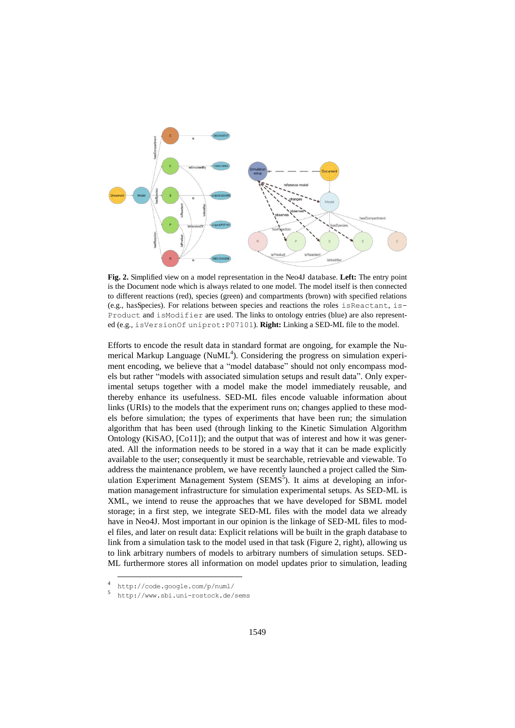**Fig. 2.** Simplified view on a model representation in the Neo4J database. **Left:** The entry point is the Document node which is always related to one model. The model itself is then connected to different reactions (red), species (green) and compartments (brown) with specified relations (e.g., hasSpecies). For relations between species and reactions the roles `isReactant`, `isProduct` and `isModifier` are used. The links to ontology entries (blue) are also generated (e.g., `isVersionOf uniprot:P07101`). **Right:** Linking a SED-ML file to the model.

Efforts to encode the result data in standard format are ongoing, for example the Numerical Markup Language (NuML[4]). Considering the progress on simulation experiment encoding, we believe that a "model database" should not only encompass models but rather "models with associated simulation setups and result data". Only experimental setups together with a model make the model immediately reusable, and thereby enhance its usefulness. SED-ML files encode valuable information about links (URIs) to the models that the experiment runs on; changes applied to these models before simulation; the types of experiments that have been run; the simulation algorithm that has been used (through linking to the Kinetic Simulation Algorithm Ontology (KiSAO, [Co11]); and the output that was of interest and how it was generated. All the information needs to be stored in a way that it can be made explicitly available to the user; consequently it must be searchable, retrievable and viewable. To address the maintenance problem, we have recently launched a project called the Simulation Experiment Management System (SEMS[5]). It aims at developing an information management infrastructure for simulation experimental setups. As SED-ML is XML, we intend to reuse the approaches that we have developed for SBML model storage; in a first step, we integrate SED-ML files with the model data we already have in Neo4J. Most important in our opinion is the linkage of SED-ML files to model files, and later on result data: Explicit relations will be built in the graph database to link from a simulation task to the model used in that task (Figure 2, right), allowing us to link arbitrary numbers of models to arbitrary numbers of simulation setups. SED-ML furthermore stores all information on model updates prior to simulation, leading

[4] `http://code.google.com/p/numl/`

[5] `http://www.sbi.uni-rostock.de/sems`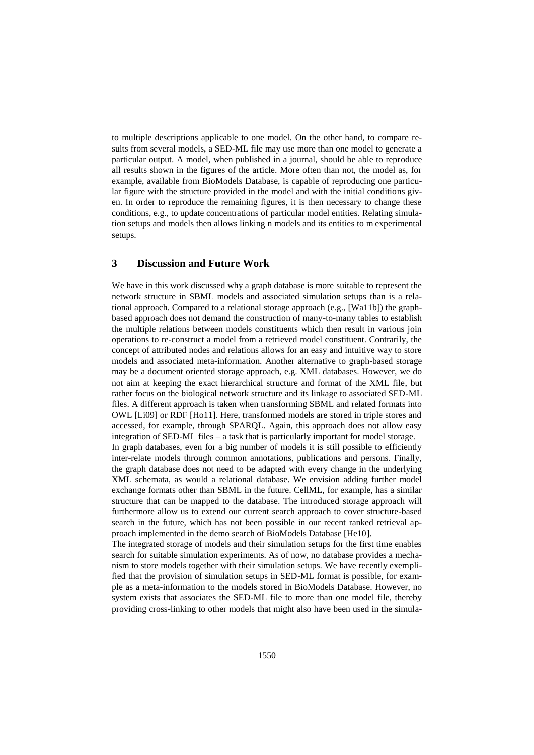to multiple descriptions applicable to one model. On the other hand, to compare results from several models, a SED-ML file may use more than one model to generate a particular output. A model, when published in a journal, should be able to reproduce all results shown in the figures of the article. More often than not, the model as, for example, available from BioModels Database, is capable of reproducing one particular figure with the structure provided in the model and with the initial conditions given. In order to reproduce the remaining figures, it is then necessary to change these conditions, e.g., to update concentrations of particular model entities. Relating simulation setups and models then allows linking n models and its entities to m experimental setups.

## 3 Discussion and Future Work

We have in this work discussed why a graph database is more suitable to represent the network structure in SBML models and associated simulation setups than is a relational approach. Compared to a relational storage approach (e.g., [Wa11b]) the graph-based approach does not demand the construction of many-to-many tables to establish the multiple relations between models constituents which then result in various join operations to re-construct a model from a retrieved model constituent. Contrarily, the concept of attributed nodes and relations allows for an easy and intuitive way to store models and associated meta-information. Another alternative to graph-based storage may be a document oriented storage approach, e.g. XML databases. However, we do not aim at keeping the exact hierarchical structure and format of the XML file, but rather focus on the biological network structure and its linkage to associated SED-ML files. A different approach is taken when transforming SBML and related formats into OWL [Li09] or RDF [Ho11]. Here, transformed models are stored in triple stores and accessed, for example, through SPARQL. Again, this approach does not allow easy integration of SED-ML files – a task that is particularly important for model storage.

In graph databases, even for a big number of models it is still possible to efficiently inter-relate models through common annotations, publications and persons. Finally, the graph database does not need to be adapted with every change in the underlying XML schemata, as would a relational database. We envision adding further model exchange formats other than SBML in the future. CellML, for example, has a similar structure that can be mapped to the database. The introduced storage approach will furthermore allow us to extend our current search approach to cover structure-based search in the future, which has not been possible in our recent ranked retrieval approach implemented in the demo search of BioModels Database [He10].

The integrated storage of models and their simulation setups for the first time enables search for suitable simulation experiments. As of now, no database provides a mechanism to store models together with their simulation setups. We have recently exemplified that the provision of simulation setups in SED-ML format is possible, for example as a meta-information to the models stored in BioModels Database. However, no system exists that associates the SED-ML file to more than one model file, thereby providing cross-linking to other models that might also have been used in the simula-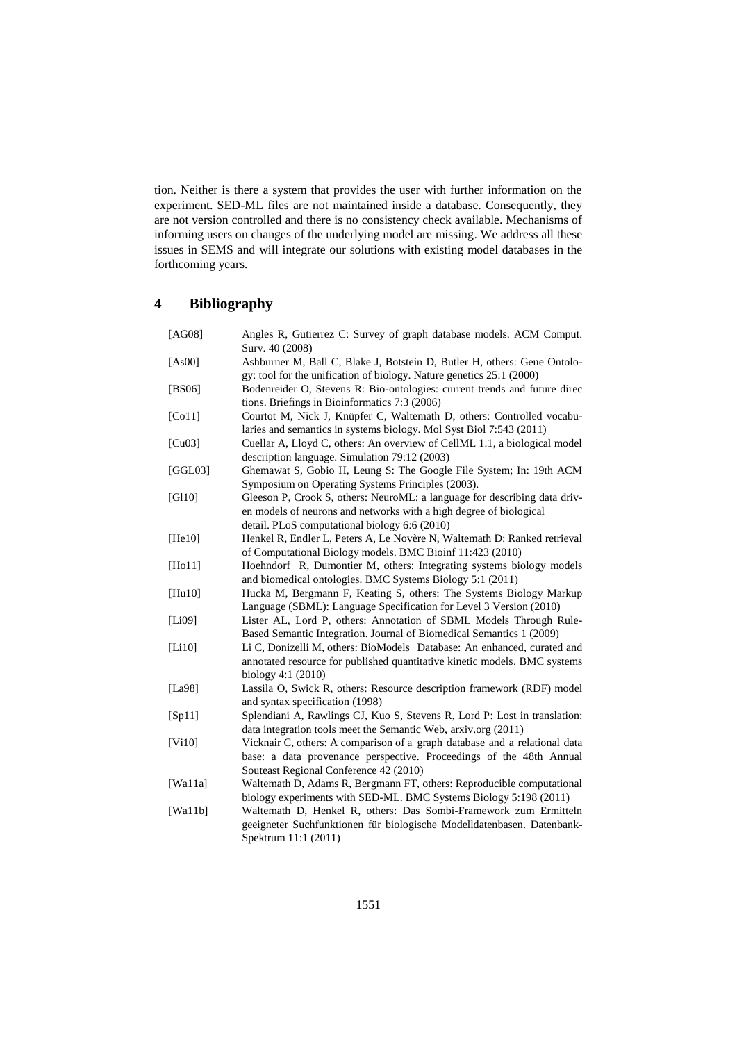tion. Neither is there a system that provides the user with further information on the experiment. SED-ML files are not maintained inside a database. Consequently, they are not version controlled and there is no consistency check available. Mechanisms of informing users on changes of the underlying model are missing. We address all these issues in SEMS and will integrate our solutions with existing model databases in the forthcoming years.

## 4 Bibliography

| | |
|---|---|
| [AG08] | Angles R, Gutierrez C: Survey of graph database models. ACM Comput. Surv. 40 (2008) |
| [As00] | Ashburner M, Ball C, Blake J, Botstein D, Butler H, others: Gene Ontology: tool for the unification of biology. Nature genetics 25:1 (2000) |
| [BS06] | Bodenreider O, Stevens R: Bio-ontologies: current trends and future direc tions. Briefings in Bioinformatics 7:3 (2006) |
| [Co11] | Courtot M, Nick J, Knüpfer C, Waltemath D, others: Controlled vocabularies and semantics in systems biology. Mol Syst Biol 7:543 (2011) |
| [Cu03] | Cuellar A, Lloyd C, others: An overview of CellML 1.1, a biological model description language. Simulation 79:12 (2003) |
| [GGL03] | Ghemawat S, Gobio H, Leung S: The Google File System; In: 19th ACM Symposium on Operating Systems Principles (2003). |
| [Gl10] | Gleeson P, Crook S, others: NeuroML: a language for describing data driven models of neurons and networks with a high degree of biological detail. PLoS computational biology 6:6 (2010) |
| [He10] | Henkel R, Endler L, Peters A, Le Novère N, Waltemath D: Ranked retrieval of Computational Biology models. BMC Bioinf 11:423 (2010) |
| [Ho11] | Hoehndorf R, Dumontier M, others: Integrating systems biology models and biomedical ontologies. BMC Systems Biology 5:1 (2011) |
| [Hu10] | Hucka M, Bergmann F, Keating S, others: The Systems Biology Markup Language (SBML): Language Specification for Level 3 Version (2010) |
| [Li09] | Lister AL, Lord P, others: Annotation of SBML Models Through Rule-Based Semantic Integration. Journal of Biomedical Semantics 1 (2009) |
| [Li10] | Li C, Donizelli M, others: BioModels Database: An enhanced, curated and annotated resource for published quantitative kinetic models. BMC systems biology 4:1 (2010) |
| [La98] | Lassila O, Swick R, others: Resource description framework (RDF) model and syntax specification (1998) |
| [Sp11] | Splendiani A, Rawlings CJ, Kuo S, Stevens R, Lord P: Lost in translation: data integration tools meet the Semantic Web, arxiv.org (2011) |
| [Vi10] | Vicknair C, others: A comparison of a graph database and a relational data base: a data provenance perspective. Proceedings of the 48th Annual Souteast Regional Conference 42 (2010) |
| [Wa11a] | Waltemath D, Adams R, Bergmann FT, others: Reproducible computational biology experiments with SED-ML. BMC Systems Biology 5:198 (2011) |
| [Wa11b] | Waltemath D, Henkel R, others: Das Sombi-Framework zum Ermitteln geeigneter Suchfunktionen für biologische Modelldatenbasen. Datenbank-Spektrum 11:1 (2011) |